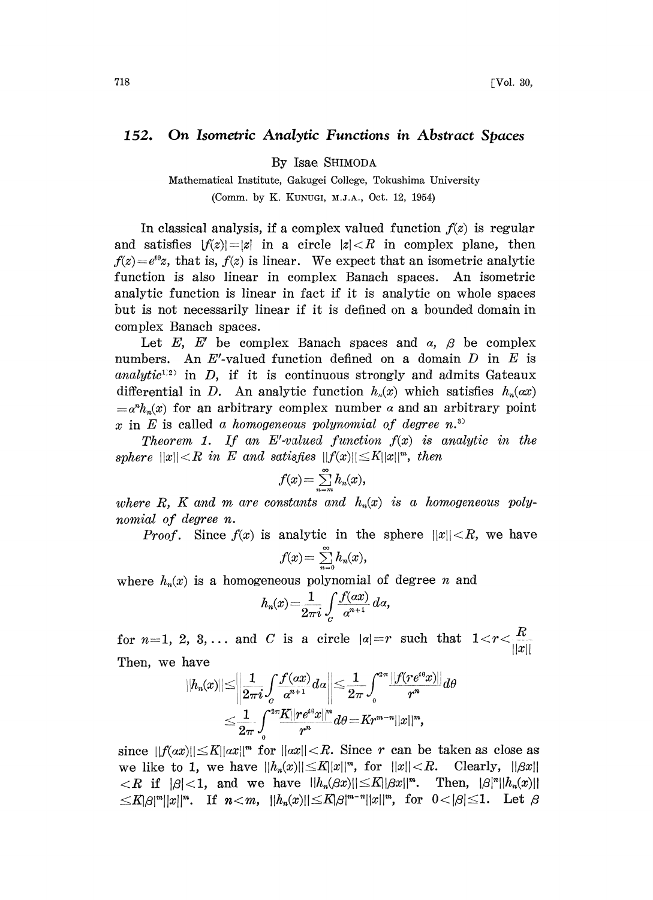# 152. On Isometric Analytic Functions in Abstract Spaces

By Isae SHIMODA

Mathematical Institute, Gakugei College, Tokushima University

(Comm. by K. KUNUGI, M.J.A., Oct. 12, 1954)

In classical analysis, if a complex valued function $f(z)$ is regular and satisfies $|f(z)|=|z|$ in a circle $|z|<R$ in complex plane, then $f(z)=e^{i\theta}z$, that is, $f(z)$ is linear. We expect that an isometric analytic function is also linear in complex Banach spaces. An isometric analytic function is linear in fact if it is analytic on whole spaces but is not necessarily linear if it is defined on a bounded domain in complex Banach spaces.

Let $E$, $E'$ be complex Banach spaces and $\alpha$, $\beta$ be complex numbers. An $E'$-valued function defined on a domain $D$ in $E$ is *analytic*[1,2] in $D$, if it is continuous strongly and admits Gateaux differential in $D$. An analytic function $h_n(x)$ which satisfies $h_n(\alpha x)=\alpha^n h_n(x)$ for an arbitrary complex number $\alpha$ and an arbitrary point $x$ in $E$ is called *a homogeneous polynomial of degree n*.[3]

*Theorem 1. If an $E'$-valued function $f(x)$ is analytic in the sphere $||x||<R$ in $E$ and satisfies $||f(x)||\leq K||x||^m$, then*

$$f(x)=\sum_{n=m}^{\infty} h_n(x),$$

*where $R$, $K$ and $m$ are constants and $h_n(x)$ is a homogeneous polynomial of degree $n$.*

*Proof*. Since $f(x)$ is analytic in the sphere $||x||<R$, we have

$$f(x)=\sum_{n=0}^{\infty} h_n(x),$$

where $h_n(x)$ is a homogeneous polynomial of degree $n$ and

$$h_n(x)=\frac{1}{2\pi i}\int_C \frac{f(\alpha x)}{\alpha^{n+1}}d\alpha,$$

for $n=1, 2, 3, \ldots$ and $C$ is a circle $|\alpha|=r$ such that $1<r<\frac{R}{||x||}$

Then, we have

$$||h_n(x)||\leq\left|\left|\frac{1}{2\pi i}\int_C \frac{f(\alpha x)}{\alpha^{n+1}}d\alpha\right|\right|\leq\frac{1}{2\pi}\int_0^{2\pi}\frac{||f(re^{i\theta}x)||}{r^n}d\theta$$
$$\leq\frac{1}{2\pi}\int_0^{2\pi}\frac{K||re^{i\theta}x||^m}{r^n}d\theta=Kr^{m-n}||x||^m,$$

since $||f(\alpha x)||\leq K||\alpha x||^m$ for $||\alpha x||<R$. Since $r$ can be taken as close as we like to 1, we have $||h_n(x)||\leq K||x||^m$, for $||x||<R$. Clearly, $||\beta x||<R$ if $|\beta|<1$, and we have $||h_n(\beta x)||\leq K||\beta x||^m$. Then, $|\beta|^n||h_n(x)||\leq K|\beta|^m||x||^m$. If $n<m$, $||h_n(x)||\leq K|\beta|^{m-n}||x||^m$, for $0<|\beta|\leq 1$. Let $\beta$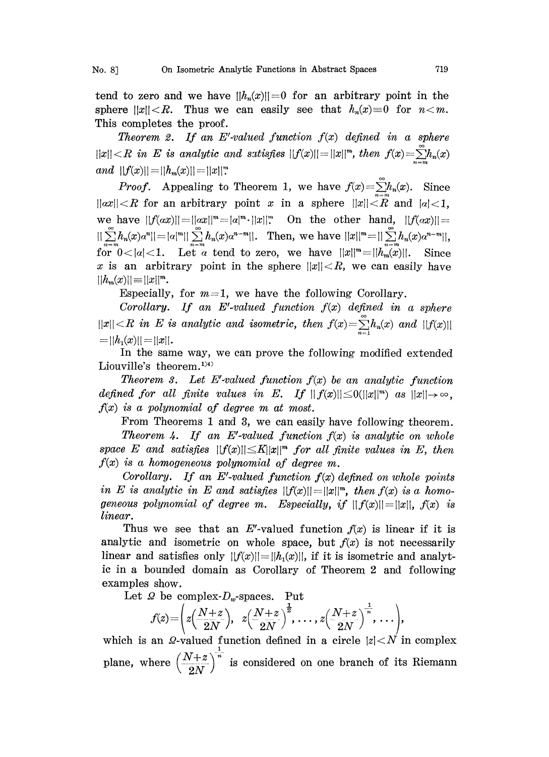tend to zero and we have $\|h_n(x)\|=0$ for an arbitrary point in the sphere $\|x\|<R$. Thus we can easily see that $h_n(x)\equiv 0$ for $n<m$. This completes the proof.

*Theorem 2. If an $E'$-valued function $f(x)$ defined in a sphere $\|x\|<R$ in $E$ is analytic and satisfies $\|f(x)\|=\|x\|^m$, then $f(x)=\sum_{n=m}^{\infty}h_n(x)$ and $\|f(x)\|=\|h_m(x)\|=\|x\|^m$.*

*Proof.* Appealing to Theorem 1, we have $f(x)=\sum_{n=m}^{\infty}h_n(x)$. Since $\|\alpha x\|<R$ for an arbitrary point $x$ in a sphere $\|x\|<R$ and $|\alpha|<1$, we have $\|f(\alpha x)\|=\|\alpha x\|^m=|\alpha|^m\cdot\|x\|^m$. On the other hand, $\|f(\alpha x)\|=\|\sum_{n=m}^{\infty}h_n(x)\alpha^n\|=|\alpha|^m\|\sum_{n=m}^{\infty}h_n(x)\alpha^{n-m}\|$. Then, we have $\|x\|^m=\|\sum_{n=m}^{\infty}h_n(x)\alpha^{n-m}\|$, for $0<|\alpha|<1$. Let $\alpha$ tend to zero, we have $\|x\|^m=\|h_m(x)\|$. Since $x$ is an arbitrary point in the sphere $\|x\|<R$, we can easily have $\|h_m(x)\|\equiv\|x\|^m$.

Especially, for $m=1$, we have the following Corollary.

*Corollary. If an $E'$-valued function $f(x)$ defined in a sphere $\|x\|<R$ in $E$ is analytic and isometric, then $f(x)=\sum_{n=1}^{\infty}h_n(x)$ and $\|f(x)\|=\|h_1(x)\|=\|x\|$.*

In the same way, we can prove the following modified extended Liouville's theorem.[1)4)]

*Theorem 3. Let $E'$-valued function $f(x)$ be an analytic function defined for all finite values in $E$. If $\|f(x)\|\leq 0(\|x\|^m)$ as $\|x\|\to\infty$, $f(x)$ is a polynomial of degree $m$ at most.*

From Theorems 1 and 3, we can easily have following theorem.

*Theorem 4. If an $E'$-valued function $f(x)$ is analytic on whole space $E$ and satisfies $\|f(x)\|\leq K\|x\|^m$ for all finite values in $E$, then $f(x)$ is a homogeneous polynomial of degree $m$.*

*Corollary. If an $E'$-valued function $f(x)$ defined on whole points in $E$ is analytic in $E$ and satisfies $\|f(x)\|=\|x\|^m$, then $f(x)$ is a homogeneous polynomial of degree $m$. Especially, if $\|f(x)\|=\|x\|$, $f(x)$ is linear.*

Thus we see that an $E'$-valued function $f(x)$ is linear if it is analytic and isometric on whole space, but $f(x)$ is not necessarily linear and satisfies only $\|f(x)\|=\|h_1(x)\|$, if it is isometric and analytic in a bounded domain as Corollary of Theorem 2 and following examples show.

Let $\Omega$ be complex-$D_w$-spaces. Put

$$f(z)=\left(z\left(\frac{N+z}{2N}\right),\ z\left(\frac{N+z}{2N}\right)^{\frac{1}{2}},\ldots,z\left(\frac{N+z}{2N}\right)^{\frac{1}{n}},\ldots\right),$$

which is an $\Omega$-valued function defined in a circle $|z|<N$ in complex plane, where $\left(\frac{N+z}{2N}\right)^{\frac{1}{n}}$ is considered on one branch of its Riemann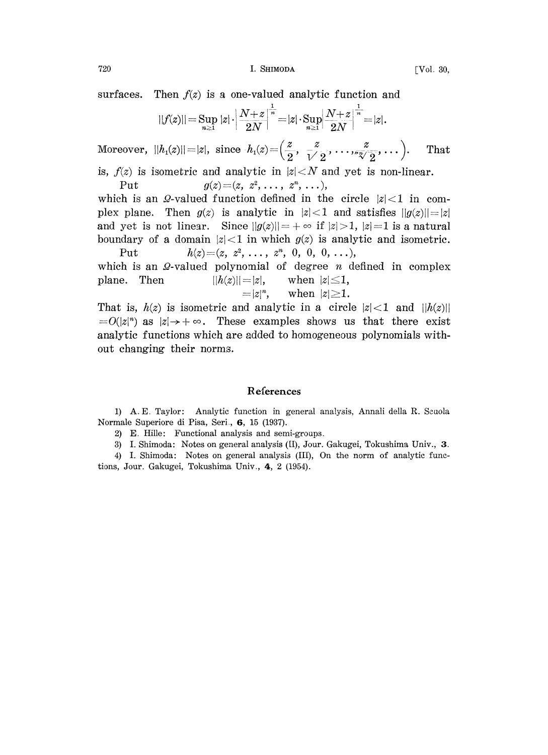surfaces. Then $f(z)$ is a one-valued analytic function and

$$||f(z)|| = \operatorname*{Sup}_{n\geq 1} |z| \cdot \left| \frac{N+z}{2N} \right|^{\frac{1}{n}} = |z| \cdot \operatorname*{Sup}_{n\geq 1} \left| \frac{N+z}{2N} \right|^{\frac{1}{n}} = |z|.$$

Moreover, $||h_1(z)|| = |z|$, since $h_1(z) = \left( \frac{z}{2}, \frac{z}{\sqrt{2}}, \ldots, \frac{z}{\sqrt[n]{2}}, \ldots \right)$. That is, $f(z)$ is isometric and analytic in $|z| < N$ and yet is non-linear.

Put $\qquad g(z) = (z, z^2, \ldots, z^n, \ldots),$

which is an $\Omega$-valued function defined in the circle $|z| < 1$ in complex plane. Then $g(z)$ is analytic in $|z| < 1$ and satisfies $||g(z)|| = |z|$ and yet is not linear. Since $||g(z)|| = +\infty$ if $|z| > 1$, $|z| = 1$ is a natural boundary of a domain $|z| < 1$ in which $g(z)$ is analytic and isometric.

Put $\qquad h(z) = (z, z^2, \ldots, z^n, 0, 0, 0, \ldots),$

which is an $\Omega$-valued polynomial of degree $n$ defined in complex plane. Then

$$||h(z)|| = |z|, \quad \text{when } |z| \leq 1,$$
$$= |z|^n, \quad \text{when } |z| \geq 1.$$

That is, $h(z)$ is isometric and analytic in a circle $|z| < 1$ and $||h(z)|| = O(|z|^n)$ as $|z| \to +\infty$. These examples shows us that there exist analytic functions which are added to homogeneous polynomials without changing their norms.

## References

1) A. E. Taylor: Analytic function in general analysis, Annali della R. Scuola Normale Superiore di Pisa, Seri., **6**, 15 (1937).

2) E. Hille: Functional analysis and semi-groups.

3) I. Shimoda: Notes on general analysis (II), Jour. Gakugei, Tokushima Univ., **3**.

4) I. Shimoda: Notes on general analysis (III), On the norm of analytic functions, Jour. Gakugei, Tokushima Univ., **4**, 2 (1954).